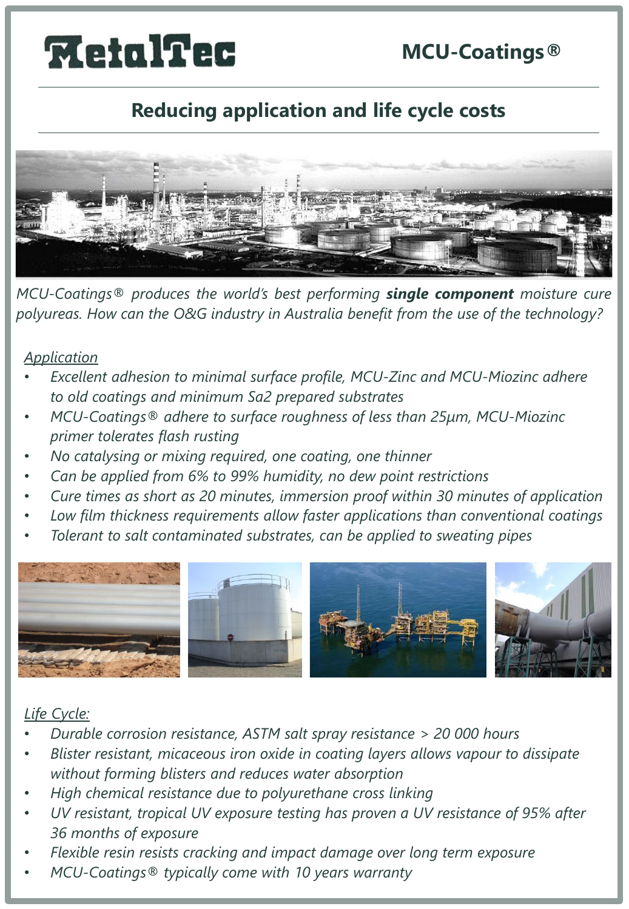# MetalTec

## MCU-Coatings®

## Reducing application and life cycle costs

*MCU-Coatings® produces the world's best performing **single component** moisture cure polyureas. How can the O&G industry in Australia benefit from the use of the technology?*

*<u>Application</u>*

- *Excellent adhesion to minimal surface profile, MCU-Zinc and MCU-Miozinc adhere to old coatings and minimum Sa2 prepared substrates*
- *MCU-Coatings® adhere to surface roughness of less than 25μm, MCU-Miozinc primer tolerates flash rusting*
- *No catalysing or mixing required, one coating, one thinner*
- *Can be applied from 6% to 99% humidity, no dew point restrictions*
- *Cure times as short as 20 minutes, immersion proof within 30 minutes of application*
- *Low film thickness requirements allow faster applications than conventional coatings*
- *Tolerant to salt contaminated substrates, can be applied to sweating pipes*

*<u>Life Cycle:</u>*

- *Durable corrosion resistance, ASTM salt spray resistance > 20 000 hours*
- *Blister resistant, micaceous iron oxide in coating layers allows vapour to dissipate without forming blisters and reduces water absorption*
- *High chemical resistance due to polyurethane cross linking*
- *UV resistant, tropical UV exposure testing has proven a UV resistance of 95% after 36 months of exposure*
- *Flexible resin resists cracking and impact damage over long term exposure*
- *MCU-Coatings® typically come with 10 years warranty*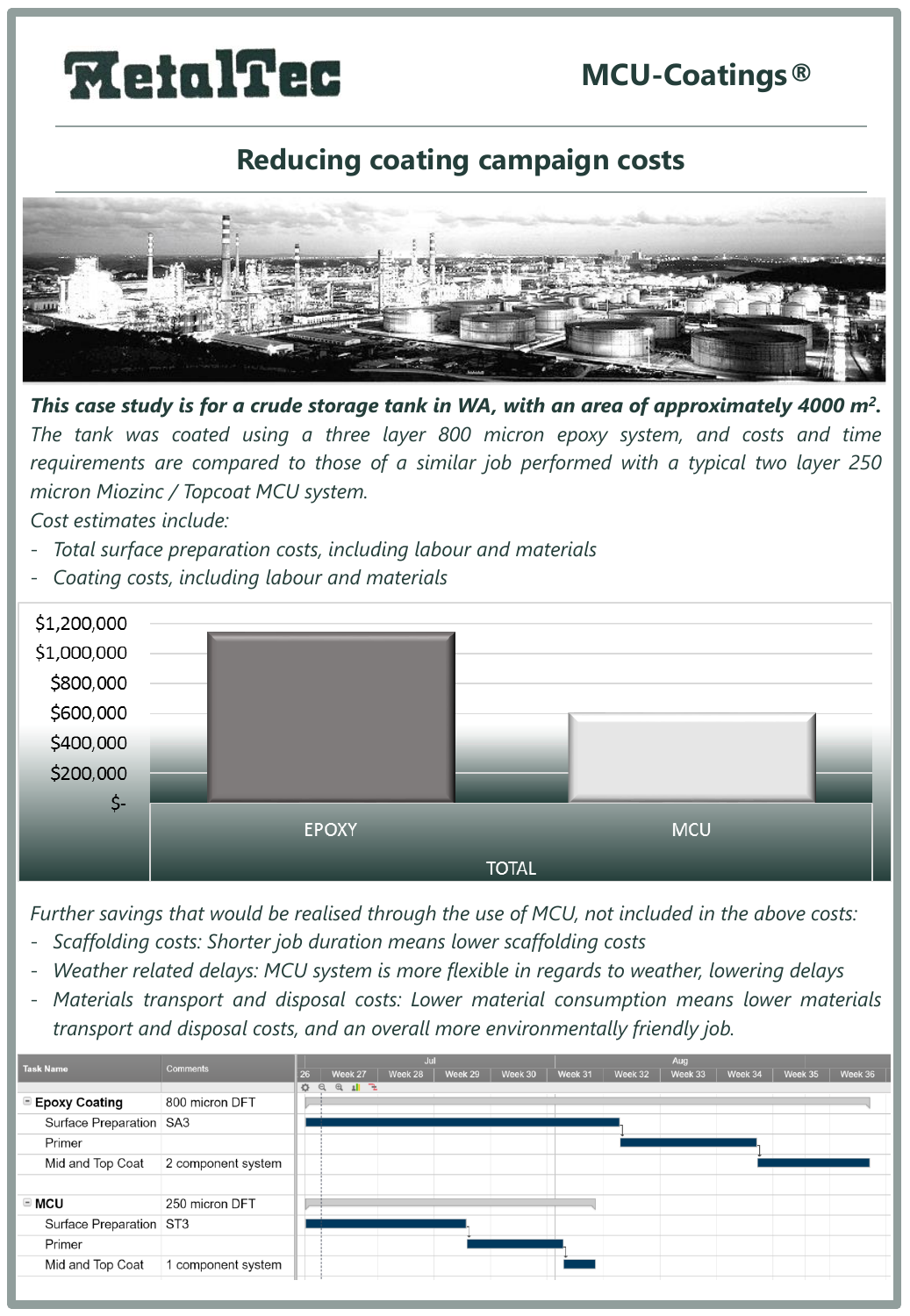**MetalTec**

## MCU-Coatings®

# Reducing coating campaign costs

***This case study is for a crude storage tank in WA, with an area of approximately 4000 m²***.

*The tank was coated using a three layer 800 micron epoxy system, and costs and time requirements are compared to those of a similar job performed with a typical two layer 250 micron Miozinc / Topcoat MCU system.*

*Cost estimates include:*

- *Total surface preparation costs, including labour and materials*
- *Coating costs, including labour and materials*

$1,200,000
$1,000,000
$800,000
$600,000
$400,000
$200,000
$-

EPOXY | MCU

TOTAL

*Further savings that would be realised through the use of MCU, not included in the above costs:*

- *Scaffolding costs: Shorter job duration means lower scaffolding costs*
- *Weather related delays: MCU system is more flexible in regards to weather, lowering delays*
- *Materials transport and disposal costs: Lower material consumption means lower materials transport and disposal costs, and an overall more environmentally friendly job.*

| Task Name | Comments |
|---|---|
| **Epoxy Coating** | 800 micron DFT |
| Surface Preparation | SA3 |
| Primer | |
| Mid and Top Coat | 2 component system |
| **MCU** | 250 micron DFT |
| Surface Preparation | ST3 |
| Primer | |
| Mid and Top Coat | 1 component system |

Jul | Aug

26 | Week 27 | Week 28 | Week 29 | Week 30 | Week 31 | Week 32 | Week 33 | Week 34 | Week 35 | Week 36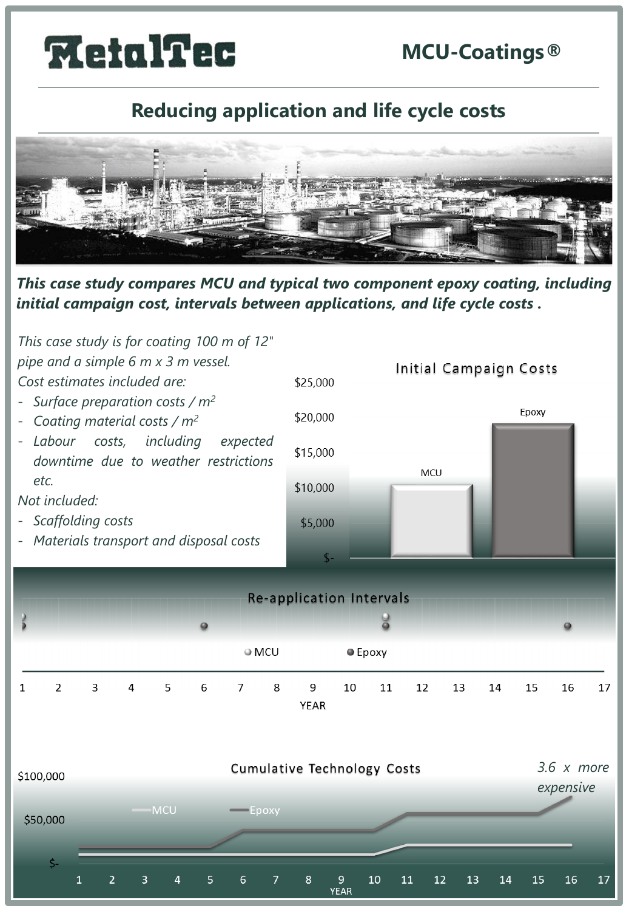# MetalTec

## MCU-Coatings®

## Reducing application and life cycle costs

***This case study compares MCU and typical two component epoxy coating, including initial campaign cost, intervals between applications, and life cycle costs .***

*This case study is for coating 100 m of 12" pipe and a simple 6 m x 3 m vessel.*

*Cost estimates included are:*

- *Surface preparation costs / m$^2$*
- *Coating material costs / m$^2$*
- *Labour costs, including expected downtime due to weather restrictions etc.*

*Not included:*

- *Scaffolding costs*
- *Materials transport and disposal costs*

Initial Campaign Costs

$25,000
$20,000
$15,000
$10,000
$5,000
$-

MCU
Epoxy

Re-application Intervals

MCU
Epoxy

1 2 3 4 5 6 7 8 9 10 11 12 13 14 15 16 17

YEAR

Cumulative Technology Costs

$100,000
$50,000
$-

MCU
Epoxy

*3.6 x more expensive*

1 2 3 4 5 6 7 8 9 10 11 12 13 14 15 16 17

YEAR